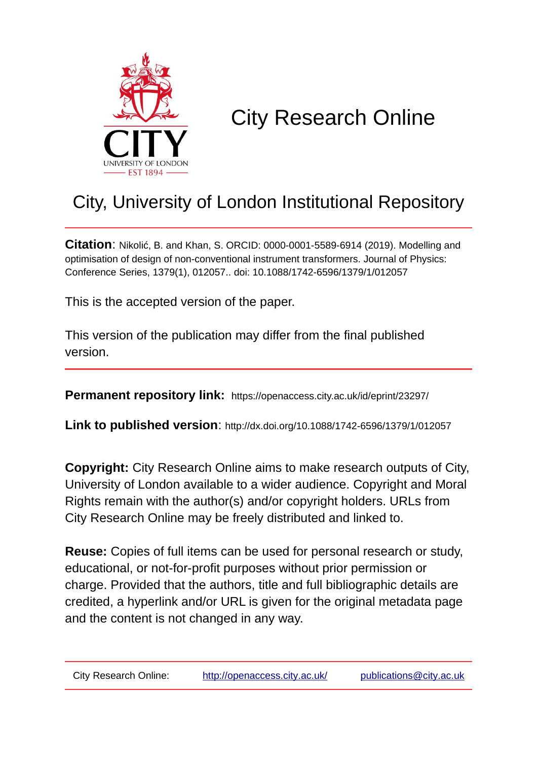# City Research Online

## City, University of London Institutional Repository

**Citation**: Nikolić, B. and Khan, S. ORCID: 0000-0001-5589-6914 (2019). Modelling and optimisation of design of non-conventional instrument transformers. Journal of Physics: Conference Series, 1379(1), 012057.. doi: 10.1088/1742-6596/1379/1/012057

This is the accepted version of the paper.

This version of the publication may differ from the final published version.

---

**Permanent repository link:** https://openaccess.city.ac.uk/id/eprint/23297/

**Link to published version**: http://dx.doi.org/10.1088/1742-6596/1379/1/012057

**Copyright:** City Research Online aims to make research outputs of City, University of London available to a wider audience. Copyright and Moral Rights remain with the author(s) and/or copyright holders. URLs from City Research Online may be freely distributed and linked to.

**Reuse:** Copies of full items can be used for personal research or study, educational, or not-for-profit purposes without prior permission or charge. Provided that the authors, title and full bibliographic details are credited, a hyperlink and/or URL is given for the original metadata page and the content is not changed in any way.

---

City Research Online: http://openaccess.city.ac.uk/ publications@city.ac.uk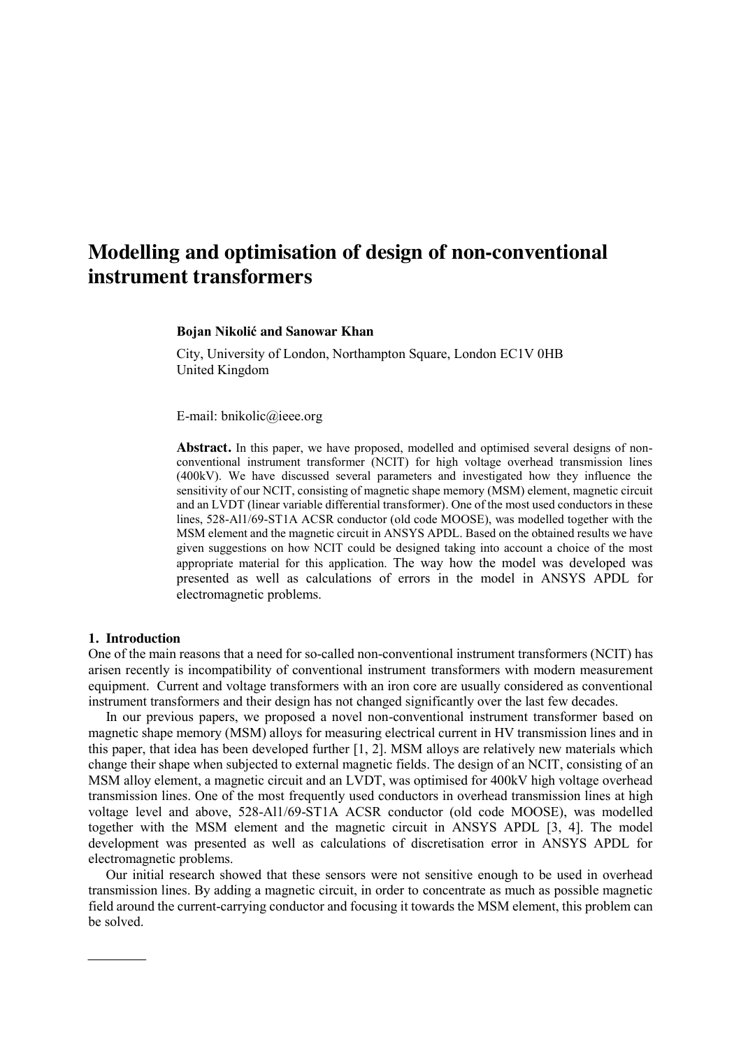# Modelling and optimisation of design of non-conventional instrument transformers

**Bojan Nikolić and Sanowar Khan**

City, University of London, Northampton Square, London EC1V 0HB
United Kingdom

E-mail: bnikolic@ieee.org

**Abstract.** In this paper, we have proposed, modelled and optimised several designs of non-conventional instrument transformer (NCIT) for high voltage overhead transmission lines (400kV). We have discussed several parameters and investigated how they influence the sensitivity of our NCIT, consisting of magnetic shape memory (MSM) element, magnetic circuit and an LVDT (linear variable differential transformer). One of the most used conductors in these lines, 528-Al1/69-ST1A ACSR conductor (old code MOOSE), was modelled together with the MSM element and the magnetic circuit in ANSYS APDL. Based on the obtained results we have given suggestions on how NCIT could be designed taking into account a choice of the most appropriate material for this application. The way how the model was developed was presented as well as calculations of errors in the model in ANSYS APDL for electromagnetic problems.

## 1. Introduction

One of the main reasons that a need for so-called non-conventional instrument transformers (NCIT) has arisen recently is incompatibility of conventional instrument transformers with modern measurement equipment. Current and voltage transformers with an iron core are usually considered as conventional instrument transformers and their design has not changed significantly over the last few decades.

In our previous papers, we proposed a novel non-conventional instrument transformer based on magnetic shape memory (MSM) alloys for measuring electrical current in HV transmission lines and in this paper, that idea has been developed further [1, 2]. MSM alloys are relatively new materials which change their shape when subjected to external magnetic fields. The design of an NCIT, consisting of an MSM alloy element, a magnetic circuit and an LVDT, was optimised for 400kV high voltage overhead transmission lines. One of the most frequently used conductors in overhead transmission lines at high voltage level and above, 528-Al1/69-ST1A ACSR conductor (old code MOOSE), was modelled together with the MSM element and the magnetic circuit in ANSYS APDL [3, 4]. The model development was presented as well as calculations of discretisation error in ANSYS APDL for electromagnetic problems.

Our initial research showed that these sensors were not sensitive enough to be used in overhead transmission lines. By adding a magnetic circuit, in order to concentrate as much as possible magnetic field around the current-carrying conductor and focusing it towards the MSM element, this problem can be solved.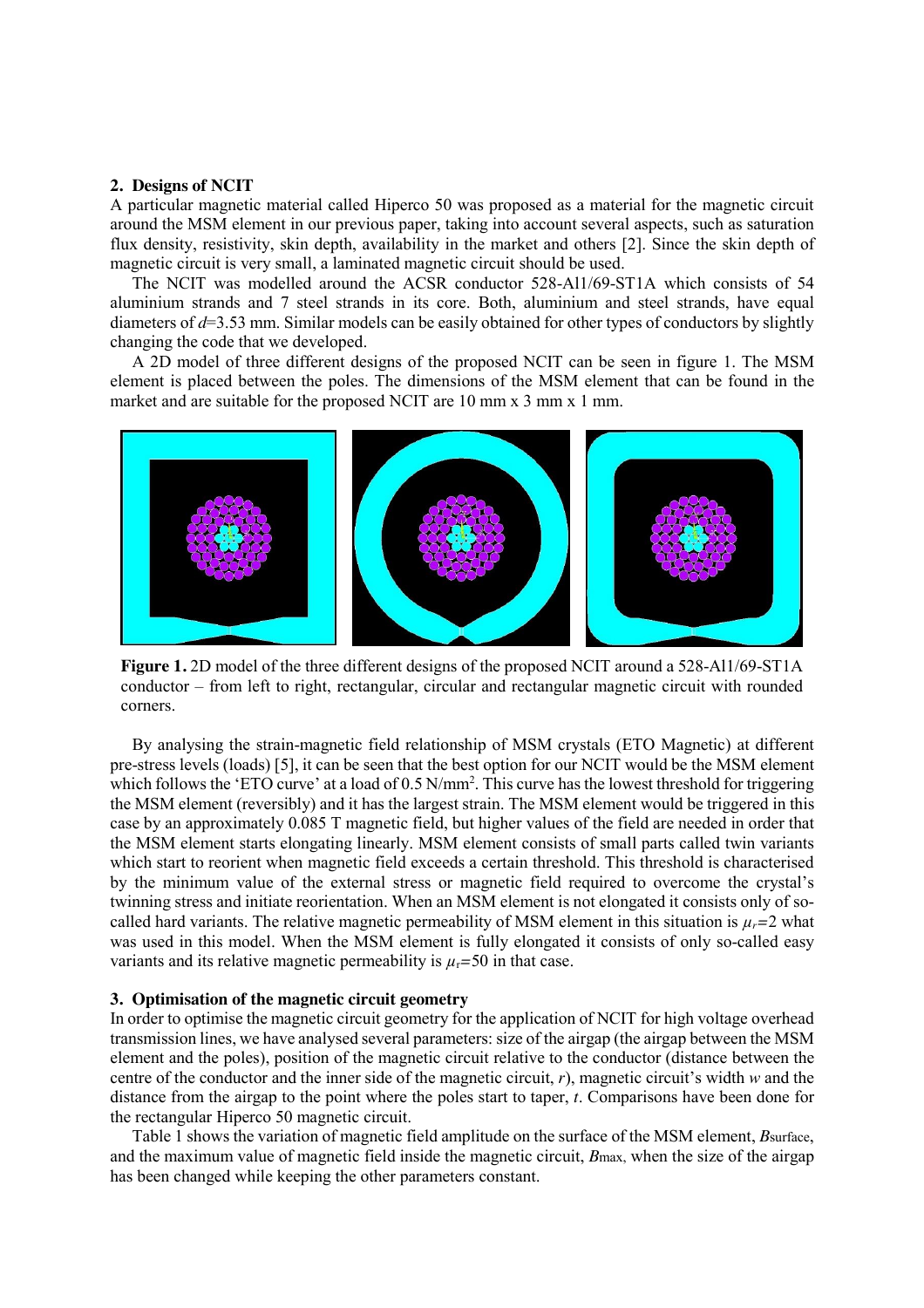## 2. Designs of NCIT

A particular magnetic material called Hiperco 50 was proposed as a material for the magnetic circuit around the MSM element in our previous paper, taking into account several aspects, such as saturation flux density, resistivity, skin depth, availability in the market and others [2]. Since the skin depth of magnetic circuit is very small, a laminated magnetic circuit should be used.

The NCIT was modelled around the ACSR conductor 528-Al1/69-ST1A which consists of 54 aluminium strands and 7 steel strands in its core. Both, aluminium and steel strands, have equal diameters of $d$=3.53 mm. Similar models can be easily obtained for other types of conductors by slightly changing the code that we developed.

A 2D model of three different designs of the proposed NCIT can be seen in figure 1. The MSM element is placed between the poles. The dimensions of the MSM element that can be found in the market and are suitable for the proposed NCIT are 10 mm x 3 mm x 1 mm.

**Figure 1.** 2D model of the three different designs of the proposed NCIT around a 528-Al1/69-ST1A conductor – from left to right, rectangular, circular and rectangular magnetic circuit with rounded corners.

By analysing the strain-magnetic field relationship of MSM crystals (ETO Magnetic) at different pre-stress levels (loads) [5], it can be seen that the best option for our NCIT would be the MSM element which follows the 'ETO curve' at a load of 0.5 N/mm$^2$. This curve has the lowest threshold for triggering the MSM element (reversibly) and it has the largest strain. The MSM element would be triggered in this case by an approximately 0.085 T magnetic field, but higher values of the field are needed in order that the MSM element starts elongating linearly. MSM element consists of small parts called twin variants which start to reorient when magnetic field exceeds a certain threshold. This threshold is characterised by the minimum value of the external stress or magnetic field required to overcome the crystal's twinning stress and initiate reorientation. When an MSM element is not elongated it consists only of so-called hard variants. The relative magnetic permeability of MSM element in this situation is $\mu_r$=2 what was used in this model. When the MSM element is fully elongated it consists of only so-called easy variants and its relative magnetic permeability is $\mu_r$=50 in that case.

## 3. Optimisation of the magnetic circuit geometry

In order to optimise the magnetic circuit geometry for the application of NCIT for high voltage overhead transmission lines, we have analysed several parameters: size of the airgap (the airgap between the MSM element and the poles), position of the magnetic circuit relative to the conductor (distance between the centre of the conductor and the inner side of the magnetic circuit, $r$), magnetic circuit's width $w$ and the distance from the airgap to the point where the poles start to taper, $t$. Comparisons have been done for the rectangular Hiperco 50 magnetic circuit.

Table 1 shows the variation of magnetic field amplitude on the surface of the MSM element, $B_{surface}$, and the maximum value of magnetic field inside the magnetic circuit, $B_{max}$, when the size of the airgap has been changed while keeping the other parameters constant.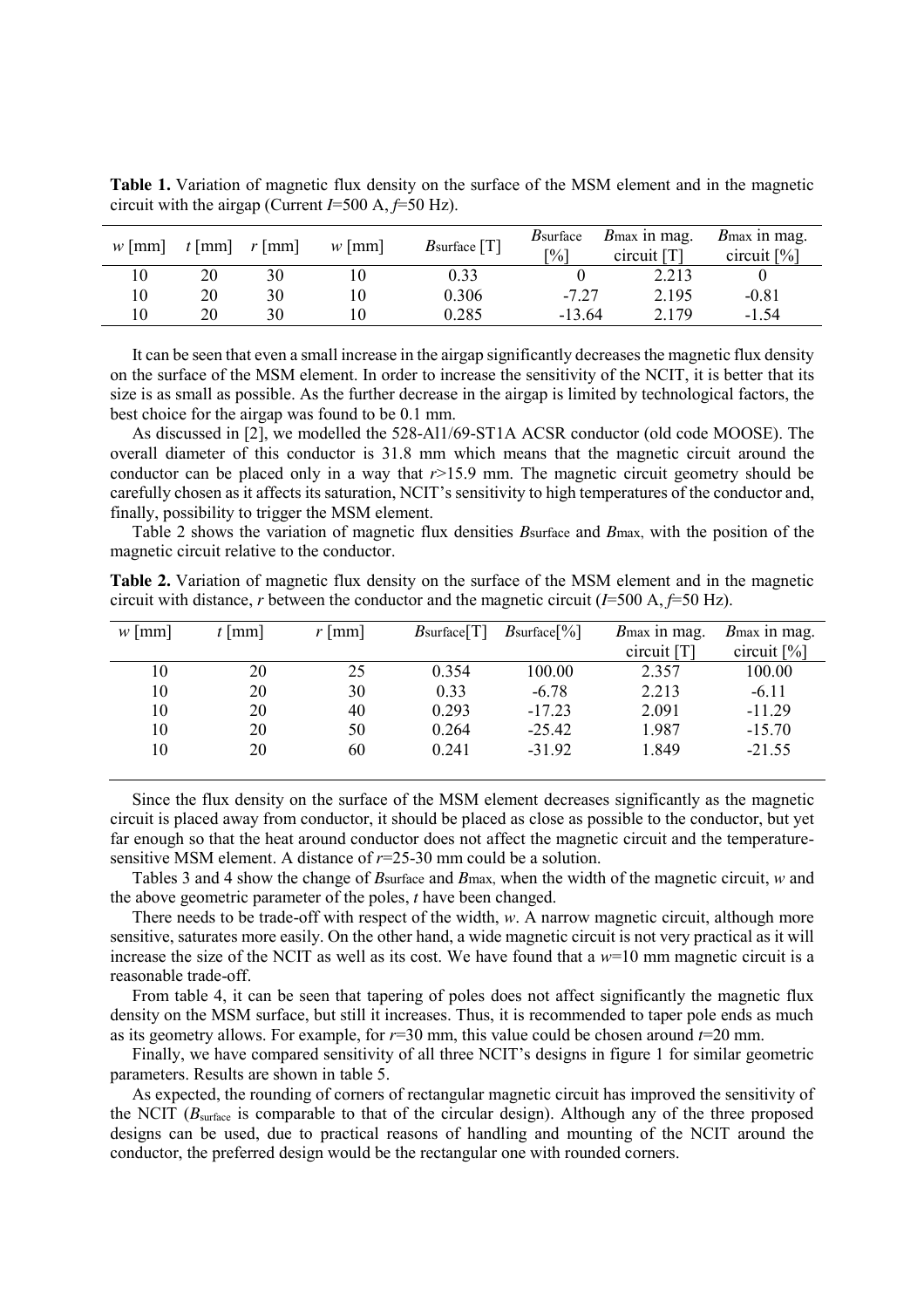**Table 1.** Variation of magnetic flux density on the surface of the MSM element and in the magnetic circuit with the airgap (Current $I$=500 A, $f$=50 Hz).

| $w$ [mm] | $t$ [mm] | $r$ [mm] | $w$ [mm] | $B_{\text{surface}}$ [T] | $B_{\text{surface}}$ [%] | $B_{\max}$ in mag. circuit [T] | $B_{\max}$ in mag. circuit [%] |
|---|---|---|---|---|---|---|---|
| 10 | 20 | 30 | 10 | 0.33 | 0 | 2.213 | 0 |
| 10 | 20 | 30 | 10 | 0.306 | -7.27 | 2.195 | -0.81 |
| 10 | 20 | 30 | 10 | 0.285 | -13.64 | 2.179 | -1.54 |

It can be seen that even a small increase in the airgap significantly decreases the magnetic flux density on the surface of the MSM element. In order to increase the sensitivity of the NCIT, it is better that its size is as small as possible. As the further decrease in the airgap is limited by technological factors, the best choice for the airgap was found to be 0.1 mm.

As discussed in [2], we modelled the 528-Al1/69-ST1A ACSR conductor (old code MOOSE). The overall diameter of this conductor is 31.8 mm which means that the magnetic circuit around the conductor can be placed only in a way that $r$>15.9 mm. The magnetic circuit geometry should be carefully chosen as it affects its saturation, NCIT's sensitivity to high temperatures of the conductor and, finally, possibility to trigger the MSM element.

Table 2 shows the variation of magnetic flux densities $B_{\text{surface}}$ and $B_{\max}$, with the position of the magnetic circuit relative to the conductor.

**Table 2.** Variation of magnetic flux density on the surface of the MSM element and in the magnetic circuit with distance, $r$ between the conductor and the magnetic circuit ($I$=500 A, $f$=50 Hz).

| $w$ [mm] | $t$ [mm] | $r$ [mm] | $B_{\text{surface}}$[T] | $B_{\text{surface}}$[%] | $B_{\max}$ in mag. circuit [T] | $B_{\max}$ in mag. circuit [%] |
|---|---|---|---|---|---|---|
| 10 | 20 | 25 | 0.354 | 100.00 | 2.357 | 100.00 |
| 10 | 20 | 30 | 0.33 | -6.78 | 2.213 | -6.11 |
| 10 | 20 | 40 | 0.293 | -17.23 | 2.091 | -11.29 |
| 10 | 20 | 50 | 0.264 | -25.42 | 1.987 | -15.70 |
| 10 | 20 | 60 | 0.241 | -31.92 | 1.849 | -21.55 |

Since the flux density on the surface of the MSM element decreases significantly as the magnetic circuit is placed away from conductor, it should be placed as close as possible to the conductor, but yet far enough so that the heat around conductor does not affect the magnetic circuit and the temperature-sensitive MSM element. A distance of $r$=25-30 mm could be a solution.

Tables 3 and 4 show the change of $B_{\text{surface}}$ and $B_{\max}$, when the width of the magnetic circuit, $w$ and the above geometric parameter of the poles, $t$ have been changed.

There needs to be trade-off with respect of the width, $w$. A narrow magnetic circuit, although more sensitive, saturates more easily. On the other hand, a wide magnetic circuit is not very practical as it will increase the size of the NCIT as well as its cost. We have found that a $w$=10 mm magnetic circuit is a reasonable trade-off.

From table 4, it can be seen that tapering of poles does not affect significantly the magnetic flux density on the MSM surface, but still it increases. Thus, it is recommended to taper pole ends as much as its geometry allows. For example, for $r$=30 mm, this value could be chosen around $t$=20 mm.

Finally, we have compared sensitivity of all three NCIT's designs in figure 1 for similar geometric parameters. Results are shown in table 5.

As expected, the rounding of corners of rectangular magnetic circuit has improved the sensitivity of the NCIT ($B_{\text{surface}}$ is comparable to that of the circular design). Although any of the three proposed designs can be used, due to practical reasons of handling and mounting of the NCIT around the conductor, the preferred design would be the rectangular one with rounded corners.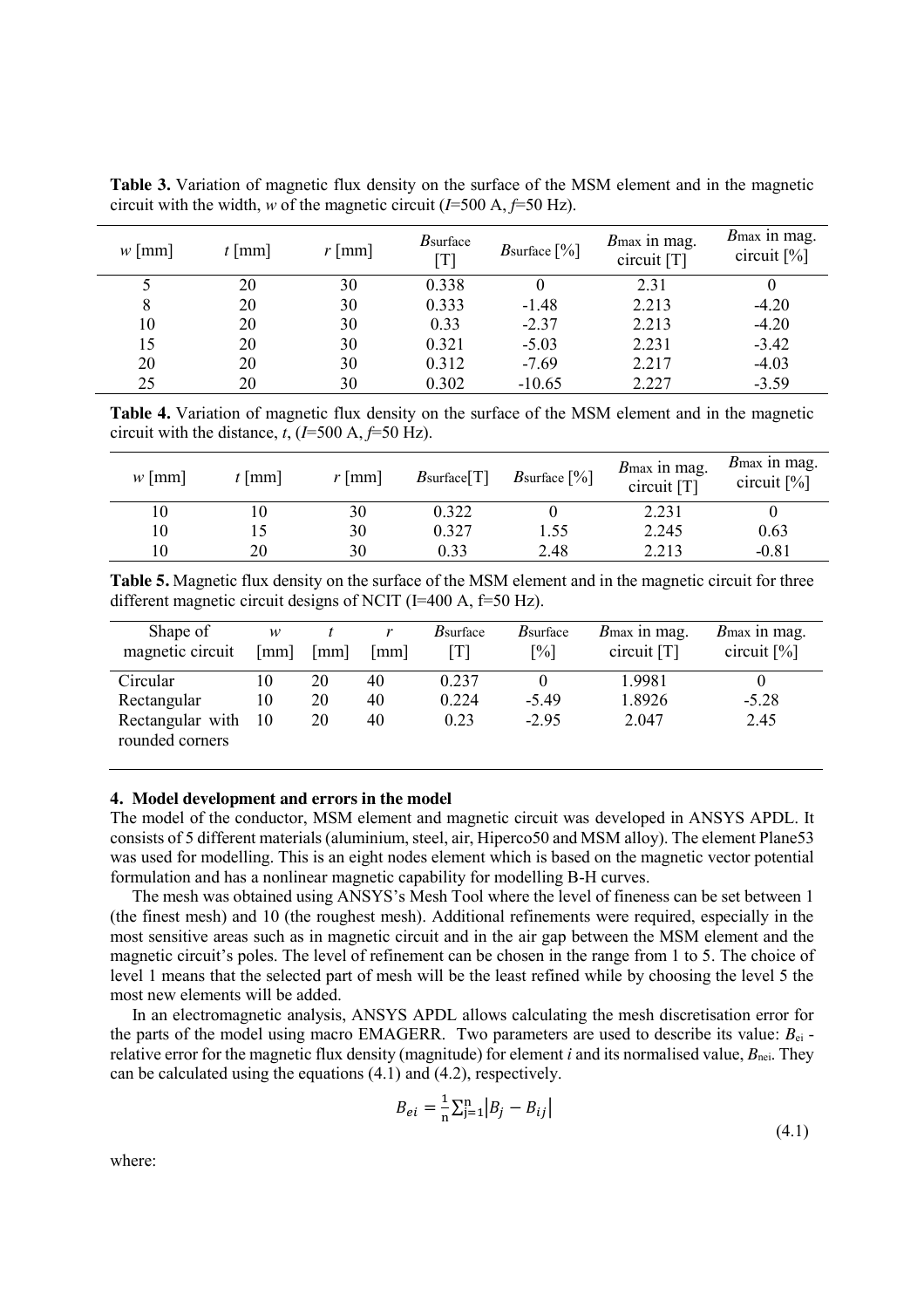**Table 3.** Variation of magnetic flux density on the surface of the MSM element and in the magnetic circuit with the width, *w* of the magnetic circuit (*I*=500 A, *f*=50 Hz).

| *w* [mm] | *t* [mm] | *r* [mm] | *B*surface [T] | *B*surface [%] | *B*max in mag. circuit [T] | *B*max in mag. circuit [%] |
|---|---|---|---|---|---|---|
| 5 | 20 | 30 | 0.338 | 0 | 2.31 | 0 |
| 8 | 20 | 30 | 0.333 | -1.48 | 2.213 | -4.20 |
| 10 | 20 | 30 | 0.33 | -2.37 | 2.213 | -4.20 |
| 15 | 20 | 30 | 0.321 | -5.03 | 2.231 | -3.42 |
| 20 | 20 | 30 | 0.312 | -7.69 | 2.217 | -4.03 |
| 25 | 20 | 30 | 0.302 | -10.65 | 2.227 | -3.59 |

**Table 4.** Variation of magnetic flux density on the surface of the MSM element and in the magnetic circuit with the distance, *t*, (*I*=500 A, *f*=50 Hz).

| *w* [mm] | *t* [mm] | *r* [mm] | *B*surface[T] | *B*surface [%] | *B*max in mag. circuit [T] | *B*max in mag. circuit [%] |
|---|---|---|---|---|---|---|
| 10 | 10 | 30 | 0.322 | 0 | 2.231 | 0 |
| 10 | 15 | 30 | 0.327 | 1.55 | 2.245 | 0.63 |
| 10 | 20 | 30 | 0.33 | 2.48 | 2.213 | -0.81 |

**Table 5.** Magnetic flux density on the surface of the MSM element and in the magnetic circuit for three different magnetic circuit designs of NCIT (I=400 A, f=50 Hz).

| Shape of magnetic circuit | *w* [mm] | *t* [mm] | *r* [mm] | *B*surface [T] | *B*surface [%] | *B*max in mag. circuit [T] | *B*max in mag. circuit [%] |
|---|---|---|---|---|---|---|---|
| Circular | 10 | 20 | 40 | 0.237 | 0 | 1.9981 | 0 |
| Rectangular | 10 | 20 | 40 | 0.224 | -5.49 | 1.8926 | -5.28 |
| Rectangular with rounded corners | 10 | 20 | 40 | 0.23 | -2.95 | 2.047 | 2.45 |

## 4. Model development and errors in the model

The model of the conductor, MSM element and magnetic circuit was developed in ANSYS APDL. It consists of 5 different materials (aluminium, steel, air, Hiperco50 and MSM alloy). The element Plane53 was used for modelling. This is an eight nodes element which is based on the magnetic vector potential formulation and has a nonlinear magnetic capability for modelling B-H curves.

The mesh was obtained using ANSYS's Mesh Tool where the level of fineness can be set between 1 (the finest mesh) and 10 (the roughest mesh). Additional refinements were required, especially in the most sensitive areas such as in magnetic circuit and in the air gap between the MSM element and the magnetic circuit's poles. The level of refinement can be chosen in the range from 1 to 5. The choice of level 1 means that the selected part of mesh will be the least refined while by choosing the level 5 the most new elements will be added.

In an electromagnetic analysis, ANSYS APDL allows calculating the mesh discretisation error for the parts of the model using macro EMAGERR. Two parameters are used to describe its value: $B_{ei}$ - relative error for the magnetic flux density (magnitude) for element *i* and its normalised value, $B_{nei}$. They can be calculated using the equations (4.1) and (4.2), respectively.

$$B_{ei} = \frac{1}{n}\sum_{j=1}^{n}\left|B_j - B_{ij}\right| \tag{4.1}$$

where: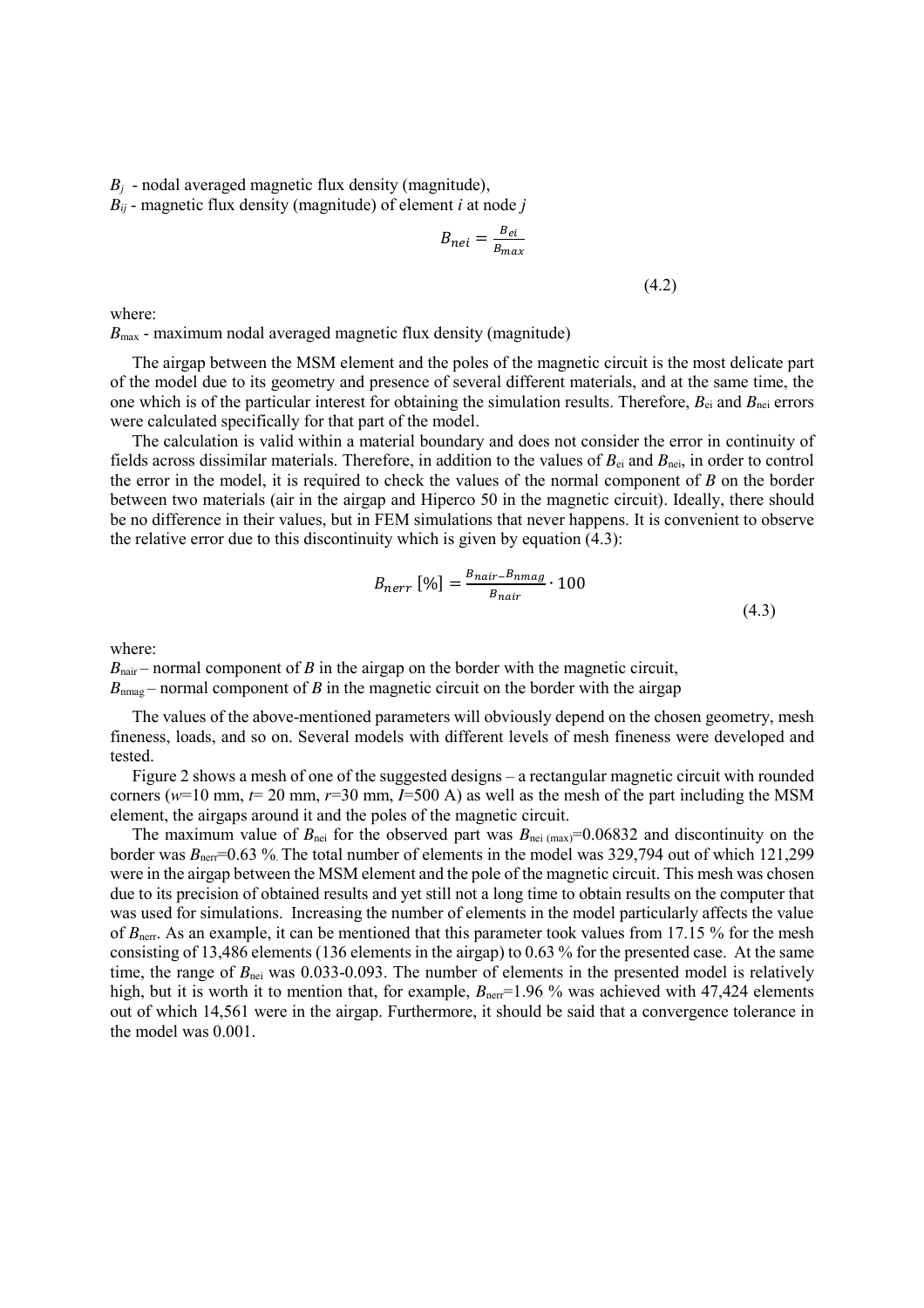$B_j$ - nodal averaged magnetic flux density (magnitude),
$B_{ij}$ - magnetic flux density (magnitude) of element $i$ at node $j$

$$B_{nei} = \frac{B_{ei}}{B_{max}} \tag{4.2}$$

where:
$B_{max}$ - maximum nodal averaged magnetic flux density (magnitude)

The airgap between the MSM element and the poles of the magnetic circuit is the most delicate part of the model due to its geometry and presence of several different materials, and at the same time, the one which is of the particular interest for obtaining the simulation results. Therefore, $B_{ei}$ and $B_{nei}$ errors were calculated specifically for that part of the model.

The calculation is valid within a material boundary and does not consider the error in continuity of fields across dissimilar materials. Therefore, in addition to the values of $B_{ei}$ and $B_{nei}$, in order to control the error in the model, it is required to check the values of the normal component of $B$ on the border between two materials (air in the airgap and Hiperco 50 in the magnetic circuit). Ideally, there should be no difference in their values, but in FEM simulations that never happens. It is convenient to observe the relative error due to this discontinuity which is given by equation (4.3):

$$B_{nerr}\,[\%] = \frac{B_{nair} - B_{nmag}}{B_{nair}} \cdot 100 \tag{4.3}$$

where:
$B_{nair}$ – normal component of $B$ in the airgap on the border with the magnetic circuit,
$B_{nmag}$ – normal component of $B$ in the magnetic circuit on the border with the airgap

The values of the above-mentioned parameters will obviously depend on the chosen geometry, mesh fineness, loads, and so on. Several models with different levels of mesh fineness were developed and tested.

Figure 2 shows a mesh of one of the suggested designs – a rectangular magnetic circuit with rounded corners ($w$=10 mm, $t$= 20 mm, $r$=30 mm, $I$=500 A) as well as the mesh of the part including the MSM element, the airgaps around it and the poles of the magnetic circuit.

The maximum value of $B_{nei}$ for the observed part was $B_{nei\,(max)}$=0.06832 and discontinuity on the border was $B_{nerr}$=0.63 %. The total number of elements in the model was 329,794 out of which 121,299 were in the airgap between the MSM element and the pole of the magnetic circuit. This mesh was chosen due to its precision of obtained results and yet still not a long time to obtain results on the computer that was used for simulations. Increasing the number of elements in the model particularly affects the value of $B_{nerr}$. As an example, it can be mentioned that this parameter took values from 17.15 % for the mesh consisting of 13,486 elements (136 elements in the airgap) to 0.63 % for the presented case. At the same time, the range of $B_{nei}$ was 0.033-0.093. The number of elements in the presented model is relatively high, but it is worth it to mention that, for example, $B_{nerr}$=1.96 % was achieved with 47,424 elements out of which 14,561 were in the airgap. Furthermore, it should be said that a convergence tolerance in the model was 0.001.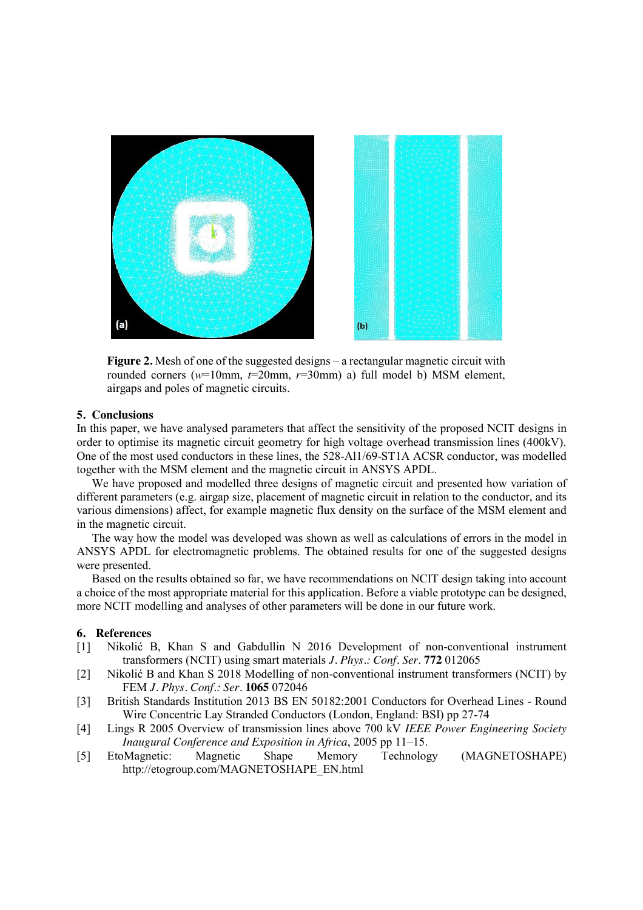**Figure 2.** Mesh of one of the suggested designs – a rectangular magnetic circuit with rounded corners ($w$=10mm, $t$=20mm, $r$=30mm) a) full model b) MSM element, airgaps and poles of magnetic circuits.

## 5. Conclusions

In this paper, we have analysed parameters that affect the sensitivity of the proposed NCIT designs in order to optimise its magnetic circuit geometry for high voltage overhead transmission lines (400kV). One of the most used conductors in these lines, the 528-Al1/69-ST1A ACSR conductor, was modelled together with the MSM element and the magnetic circuit in ANSYS APDL.

We have proposed and modelled three designs of magnetic circuit and presented how variation of different parameters (e.g. airgap size, placement of magnetic circuit in relation to the conductor, and its various dimensions) affect, for example magnetic flux density on the surface of the MSM element and in the magnetic circuit.

The way how the model was developed was shown as well as calculations of errors in the model in ANSYS APDL for electromagnetic problems. The obtained results for one of the suggested designs were presented.

Based on the results obtained so far, we have recommendations on NCIT design taking into account a choice of the most appropriate material for this application. Before a viable prototype can be designed, more NCIT modelling and analyses of other parameters will be done in our future work.

## 6. References

[1] Nikolić B, Khan S and Gabdullin N 2016 Development of non-conventional instrument transformers (NCIT) using smart materials *J. Phys.: Conf. Ser.* **772** 012065

[2] Nikolić B and Khan S 2018 Modelling of non-conventional instrument transformers (NCIT) by FEM *J. Phys. Conf.: Ser.* **1065** 072046

[3] British Standards Institution 2013 BS EN 50182:2001 Conductors for Overhead Lines - Round Wire Concentric Lay Stranded Conductors (London, England: BSI) pp 27-74

[4] Lings R 2005 Overview of transmission lines above 700 kV *IEEE Power Engineering Society Inaugural Conference and Exposition in Africa*, 2005 pp 11–15.

[5] EtoMagnetic: Magnetic Shape Memory Technology (MAGNETOSHAPE) http://etogroup.com/MAGNETOSHAPE_EN.html